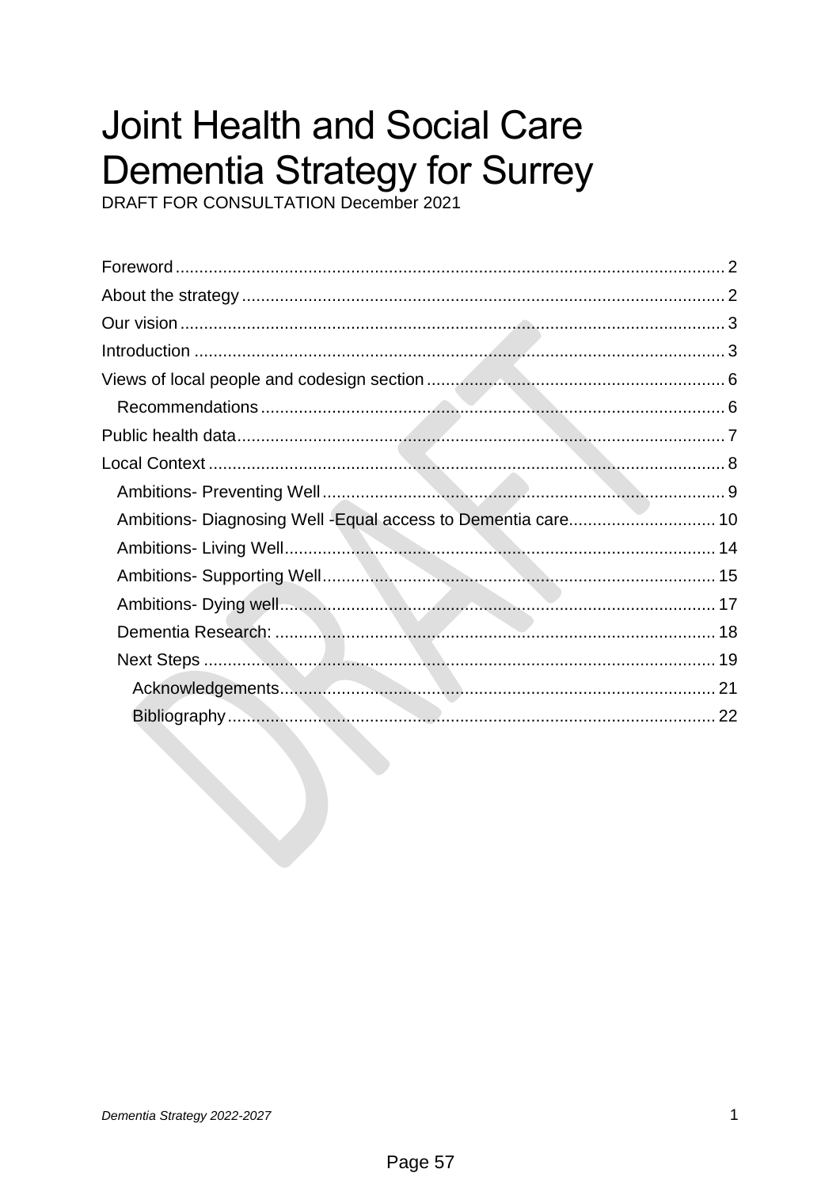# Joint Health and Social Care Dementia Strategy for Surrey

DRAFT FOR CONSULTATION December 2021

- Foreword ..... 2
- About the strategy ..... 2
- Our vision ..... 3
- Introduction ..... 3
- Views of local people and codesign section ..... 6
  - Recommendations ..... 6
- Public health data ..... 7
- Local Context ..... 8
  - Ambitions- Preventing Well ..... 9
  - Ambitions- Diagnosing Well -Equal access to Dementia care ..... 10
  - Ambitions- Living Well ..... 14
  - Ambitions- Supporting Well ..... 15
  - Ambitions- Dying well ..... 17
  - Dementia Research: ..... 18
  - Next Steps ..... 19
    - Acknowledgements ..... 21
    - Bibliography ..... 22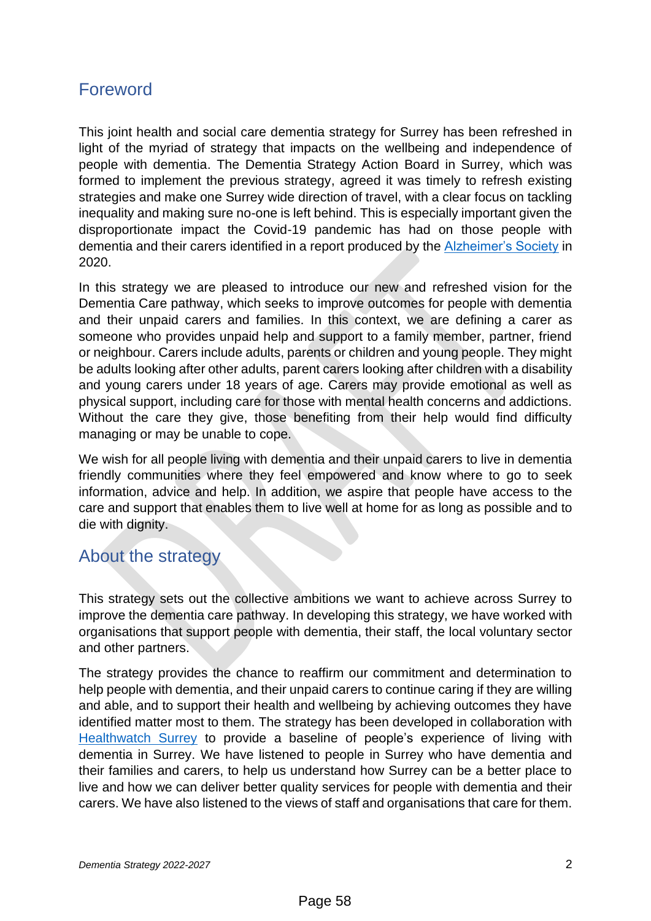## Foreword

This joint health and social care dementia strategy for Surrey has been refreshed in light of the myriad of strategy that impacts on the wellbeing and independence of people with dementia. The Dementia Strategy Action Board in Surrey, which was formed to implement the previous strategy, agreed it was timely to refresh existing strategies and make one Surrey wide direction of travel, with a clear focus on tackling inequality and making sure no-one is left behind. This is especially important given the disproportionate impact the Covid-19 pandemic has had on those people with dementia and their carers identified in a report produced by the Alzheimer's Society in 2020.

In this strategy we are pleased to introduce our new and refreshed vision for the Dementia Care pathway, which seeks to improve outcomes for people with dementia and their unpaid carers and families. In this context, we are defining a carer as someone who provides unpaid help and support to a family member, partner, friend or neighbour. Carers include adults, parents or children and young people. They might be adults looking after other adults, parent carers looking after children with a disability and young carers under 18 years of age. Carers may provide emotional as well as physical support, including care for those with mental health concerns and addictions. Without the care they give, those benefiting from their help would find difficulty managing or may be unable to cope.

We wish for all people living with dementia and their unpaid carers to live in dementia friendly communities where they feel empowered and know where to go to seek information, advice and help. In addition, we aspire that people have access to the care and support that enables them to live well at home for as long as possible and to die with dignity.

## About the strategy

This strategy sets out the collective ambitions we want to achieve across Surrey to improve the dementia care pathway. In developing this strategy, we have worked with organisations that support people with dementia, their staff, the local voluntary sector and other partners.

The strategy provides the chance to reaffirm our commitment and determination to help people with dementia, and their unpaid carers to continue caring if they are willing and able, and to support their health and wellbeing by achieving outcomes they have identified matter most to them. The strategy has been developed in collaboration with Healthwatch Surrey to provide a baseline of people's experience of living with dementia in Surrey. We have listened to people in Surrey who have dementia and their families and carers, to help us understand how Surrey can be a better place to live and how we can deliver better quality services for people with dementia and their carers. We have also listened to the views of staff and organisations that care for them.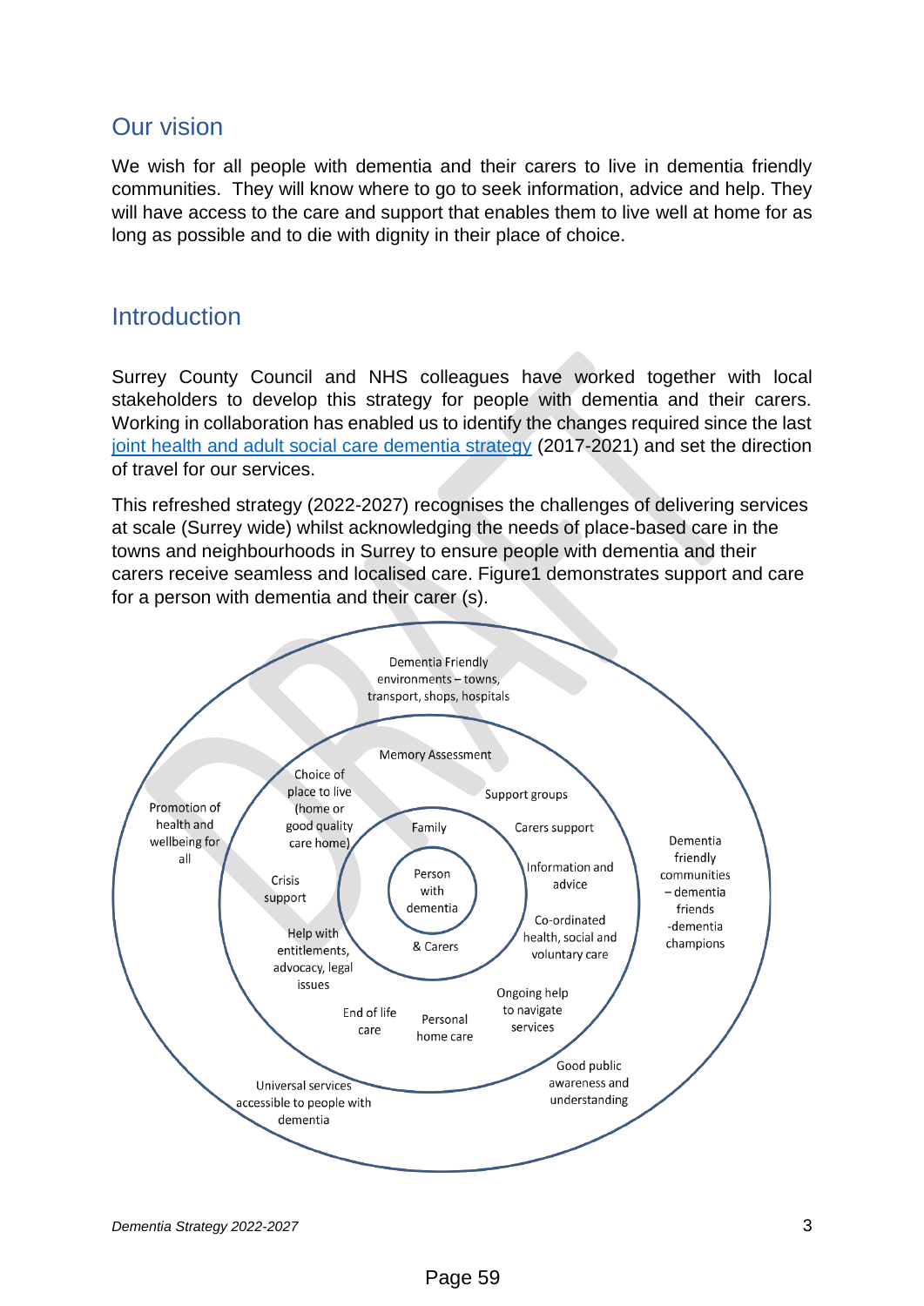## Our vision

We wish for all people with dementia and their carers to live in dementia friendly communities. They will know where to go to seek information, advice and help. They will have access to the care and support that enables them to live well at home for as long as possible and to die with dignity in their place of choice.

## Introduction

Surrey County Council and NHS colleagues have worked together with local stakeholders to develop this strategy for people with dementia and their carers. Working in collaboration has enabled us to identify the changes required since the last joint health and adult social care dementia strategy (2017-2021) and set the direction of travel for our services.

This refreshed strategy (2022-2027) recognises the challenges of delivering services at scale (Surrey wide) whilst acknowledging the needs of place-based care in the towns and neighbourhoods in Surrey to ensure people with dementia and their carers receive seamless and localised care. Figure1 demonstrates support and care for a person with dementia and their carer (s).

Person with dementia

& Carers

Family

Carers support

Information and advice

Co-ordinated health, social and voluntary care

Personal home care

Memory Assessment

Support groups

Choice of place to live (home or good quality care home)

Crisis support

Help with entitlements, advocacy, legal issues

End of life care

Ongoing help to navigate services

Dementia Friendly environments – towns, transport, shops, hospitals

Promotion of health and wellbeing for all

Dementia friendly communities – dementia friends -dementia champions

Universal services accessible to people with dementia

Good public awareness and understanding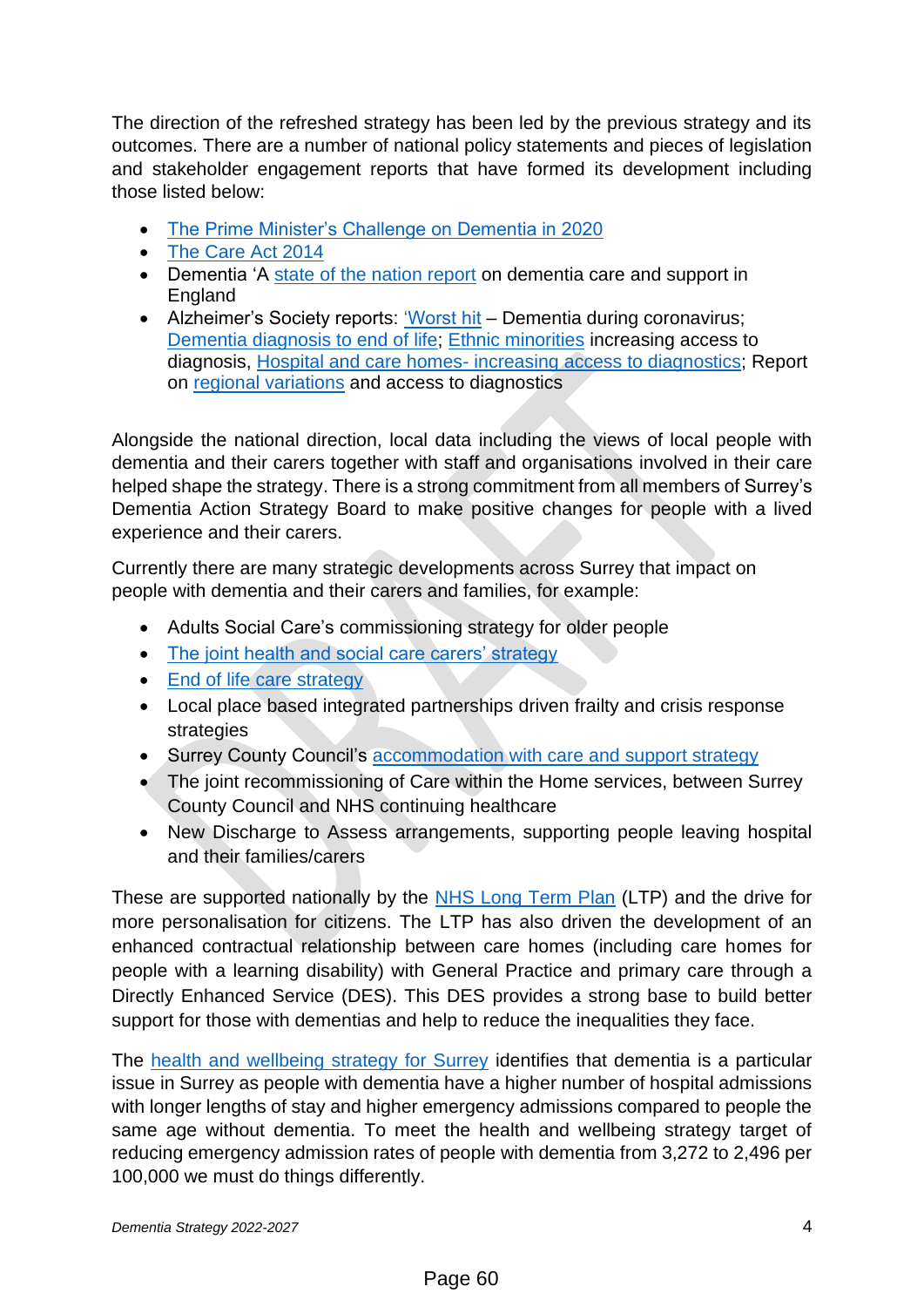The direction of the refreshed strategy has been led by the previous strategy and its outcomes. There are a number of national policy statements and pieces of legislation and stakeholder engagement reports that have formed its development including those listed below:

- The Prime Minister's Challenge on Dementia in 2020
- The Care Act 2014
- Dementia 'A state of the nation report on dementia care and support in England
- Alzheimer's Society reports: 'Worst hit – Dementia during coronavirus; Dementia diagnosis to end of life; Ethnic minorities increasing access to diagnosis, Hospital and care homes- increasing access to diagnostics; Report on regional variations and access to diagnostics

Alongside the national direction, local data including the views of local people with dementia and their carers together with staff and organisations involved in their care helped shape the strategy. There is a strong commitment from all members of Surrey's Dementia Action Strategy Board to make positive changes for people with a lived experience and their carers.

Currently there are many strategic developments across Surrey that impact on people with dementia and their carers and families, for example:

- Adults Social Care's commissioning strategy for older people
- The joint health and social care carers' strategy
- End of life care strategy
- Local place based integrated partnerships driven frailty and crisis response strategies
- Surrey County Council's accommodation with care and support strategy
- The joint recommissioning of Care within the Home services, between Surrey County Council and NHS continuing healthcare
- New Discharge to Assess arrangements, supporting people leaving hospital and their families/carers

These are supported nationally by the NHS Long Term Plan (LTP) and the drive for more personalisation for citizens. The LTP has also driven the development of an enhanced contractual relationship between care homes (including care homes for people with a learning disability) with General Practice and primary care through a Directly Enhanced Service (DES). This DES provides a strong base to build better support for those with dementias and help to reduce the inequalities they face.

The health and wellbeing strategy for Surrey identifies that dementia is a particular issue in Surrey as people with dementia have a higher number of hospital admissions with longer lengths of stay and higher emergency admissions compared to people the same age without dementia. To meet the health and wellbeing strategy target of reducing emergency admission rates of people with dementia from 3,272 to 2,496 per 100,000 we must do things differently.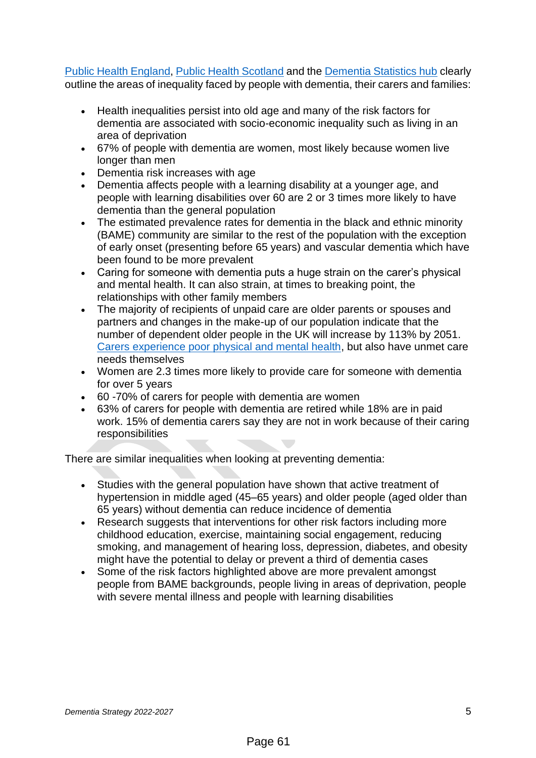[Public Health England](), [Public Health Scotland]() and the [Dementia Statistics hub]() clearly outline the areas of inequality faced by people with dementia, their carers and families:

- Health inequalities persist into old age and many of the risk factors for dementia are associated with socio-economic inequality such as living in an area of deprivation
- 67% of people with dementia are women, most likely because women live longer than men
- Dementia risk increases with age
- Dementia affects people with a learning disability at a younger age, and people with learning disabilities over 60 are 2 or 3 times more likely to have dementia than the general population
- The estimated prevalence rates for dementia in the black and ethnic minority (BAME) community are similar to the rest of the population with the exception of early onset (presenting before 65 years) and vascular dementia which have been found to be more prevalent
- Caring for someone with dementia puts a huge strain on the carer's physical and mental health. It can also strain, at times to breaking point, the relationships with other family members
- The majority of recipients of unpaid care are older parents or spouses and partners and changes in the make-up of our population indicate that the number of dependent older people in the UK will increase by 113% by 2051. [Carers experience poor physical and mental health](), but also have unmet care needs themselves
- Women are 2.3 times more likely to provide care for someone with dementia for over 5 years
- 60 -70% of carers for people with dementia are women
- 63% of carers for people with dementia are retired while 18% are in paid work. 15% of dementia carers say they are not in work because of their caring responsibilities

There are similar inequalities when looking at preventing dementia:

- Studies with the general population have shown that active treatment of hypertension in middle aged (45–65 years) and older people (aged older than 65 years) without dementia can reduce incidence of dementia
- Research suggests that interventions for other risk factors including more childhood education, exercise, maintaining social engagement, reducing smoking, and management of hearing loss, depression, diabetes, and obesity might have the potential to delay or prevent a third of dementia cases
- Some of the risk factors highlighted above are more prevalent amongst people from BAME backgrounds, people living in areas of deprivation, people with severe mental illness and people with learning disabilities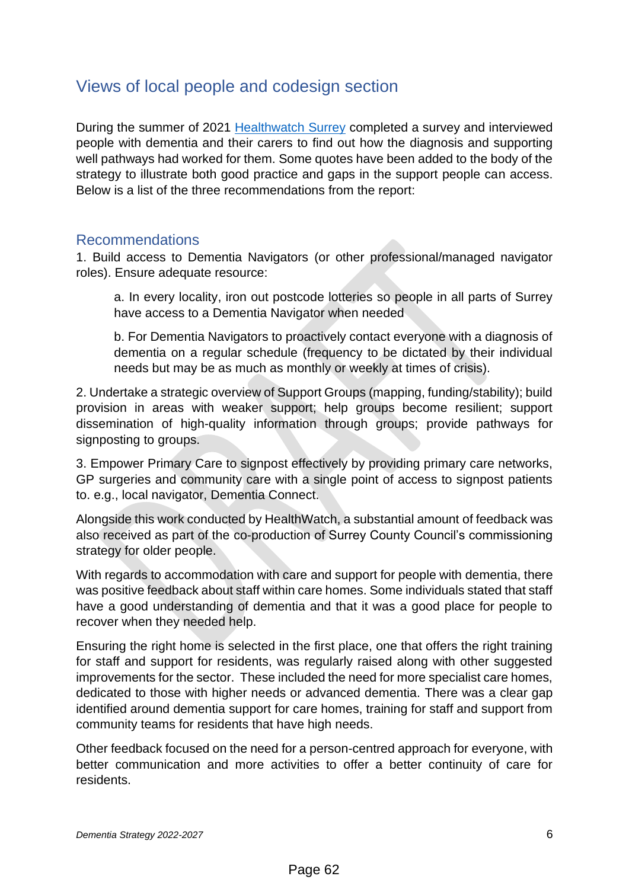## Views of local people and codesign section

During the summer of 2021 [Healthwatch Surrey](Healthwatch Surrey) completed a survey and interviewed people with dementia and their carers to find out how the diagnosis and supporting well pathways had worked for them. Some quotes have been added to the body of the strategy to illustrate both good practice and gaps in the support people can access. Below is a list of the three recommendations from the report:

### Recommendations

1. Build access to Dementia Navigators (or other professional/managed navigator roles). Ensure adequate resource:

   a. In every locality, iron out postcode lotteries so people in all parts of Surrey have access to a Dementia Navigator when needed

   b. For Dementia Navigators to proactively contact everyone with a diagnosis of dementia on a regular schedule (frequency to be dictated by their individual needs but may be as much as monthly or weekly at times of crisis).

2. Undertake a strategic overview of Support Groups (mapping, funding/stability); build provision in areas with weaker support; help groups become resilient; support dissemination of high-quality information through groups; provide pathways for signposting to groups.

3. Empower Primary Care to signpost effectively by providing primary care networks, GP surgeries and community care with a single point of access to signpost patients to. e.g., local navigator, Dementia Connect.

Alongside this work conducted by HealthWatch, a substantial amount of feedback was also received as part of the co-production of Surrey County Council's commissioning strategy for older people.

With regards to accommodation with care and support for people with dementia, there was positive feedback about staff within care homes. Some individuals stated that staff have a good understanding of dementia and that it was a good place for people to recover when they needed help.

Ensuring the right home is selected in the first place, one that offers the right training for staff and support for residents, was regularly raised along with other suggested improvements for the sector. These included the need for more specialist care homes, dedicated to those with higher needs or advanced dementia. There was a clear gap identified around dementia support for care homes, training for staff and support from community teams for residents that have high needs.

Other feedback focused on the need for a person-centred approach for everyone, with better communication and more activities to offer a better continuity of care for residents.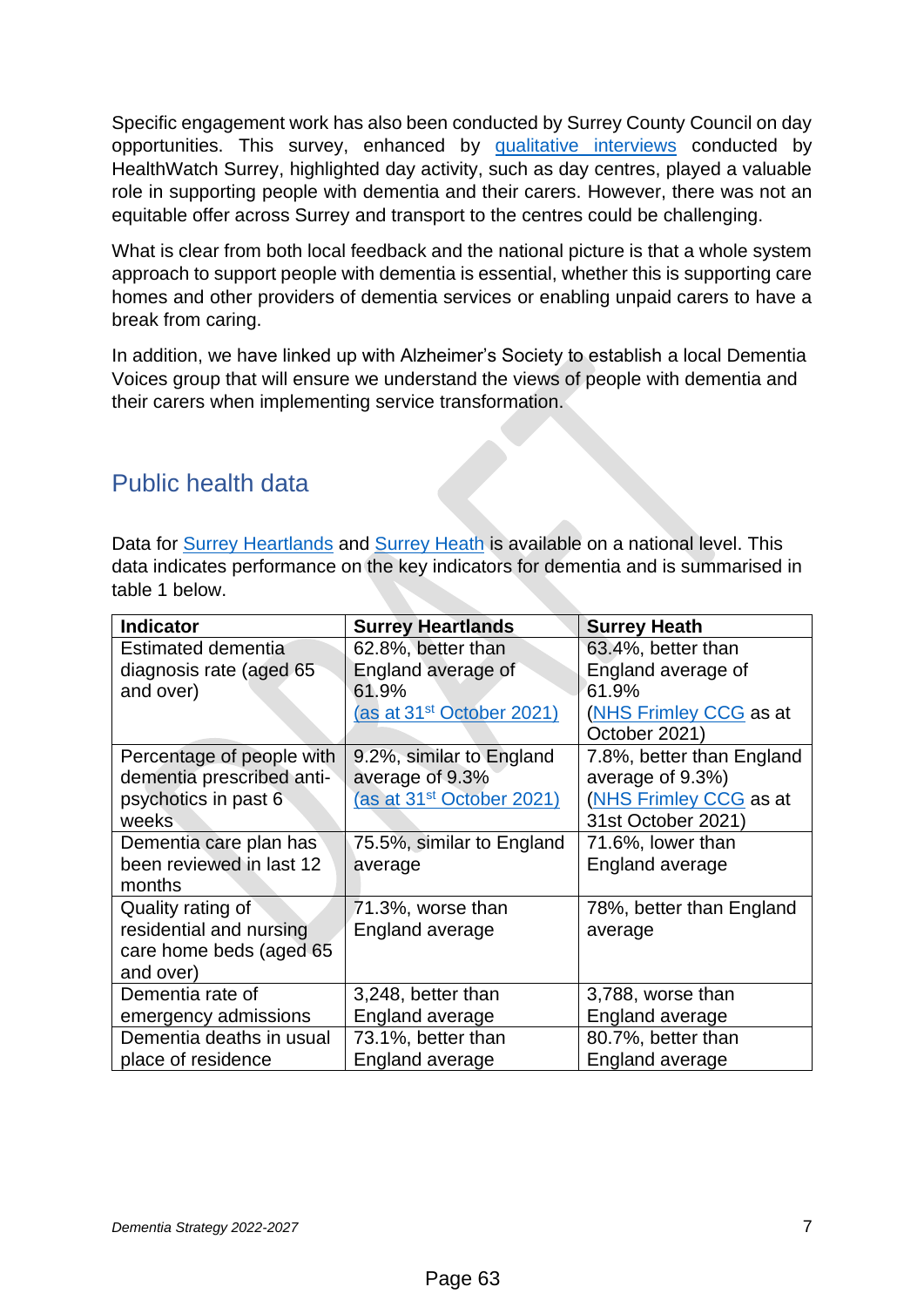Specific engagement work has also been conducted by Surrey County Council on day opportunities. This survey, enhanced by qualitative interviews conducted by HealthWatch Surrey, highlighted day activity, such as day centres, played a valuable role in supporting people with dementia and their carers. However, there was not an equitable offer across Surrey and transport to the centres could be challenging.

What is clear from both local feedback and the national picture is that a whole system approach to support people with dementia is essential, whether this is supporting care homes and other providers of dementia services or enabling unpaid carers to have a break from caring.

In addition, we have linked up with Alzheimer's Society to establish a local Dementia Voices group that will ensure we understand the views of people with dementia and their carers when implementing service transformation.

## Public health data

Data for Surrey Heartlands and Surrey Heath is available on a national level. This data indicates performance on the key indicators for dementia and is summarised in table 1 below.

| Indicator | Surrey Heartlands | Surrey Heath |
|---|---|---|
| Estimated dementia diagnosis rate (aged 65 and over) | 62.8%, better than England average of 61.9% (as at 31st October 2021) | 63.4%, better than England average of 61.9% (NHS Frimley CCG as at October 2021) |
| Percentage of people with dementia prescribed anti-psychotics in past 6 weeks | 9.2%, similar to England average of 9.3% (as at 31st October 2021) | 7.8%, better than England average of 9.3%) (NHS Frimley CCG as at 31st October 2021) |
| Dementia care plan has been reviewed in last 12 months | 75.5%, similar to England average | 71.6%, lower than England average |
| Quality rating of residential and nursing care home beds (aged 65 and over) | 71.3%, worse than England average | 78%, better than England average |
| Dementia rate of emergency admissions | 3,248, better than England average | 3,788, worse than England average |
| Dementia deaths in usual place of residence | 73.1%, better than England average | 80.7%, better than England average |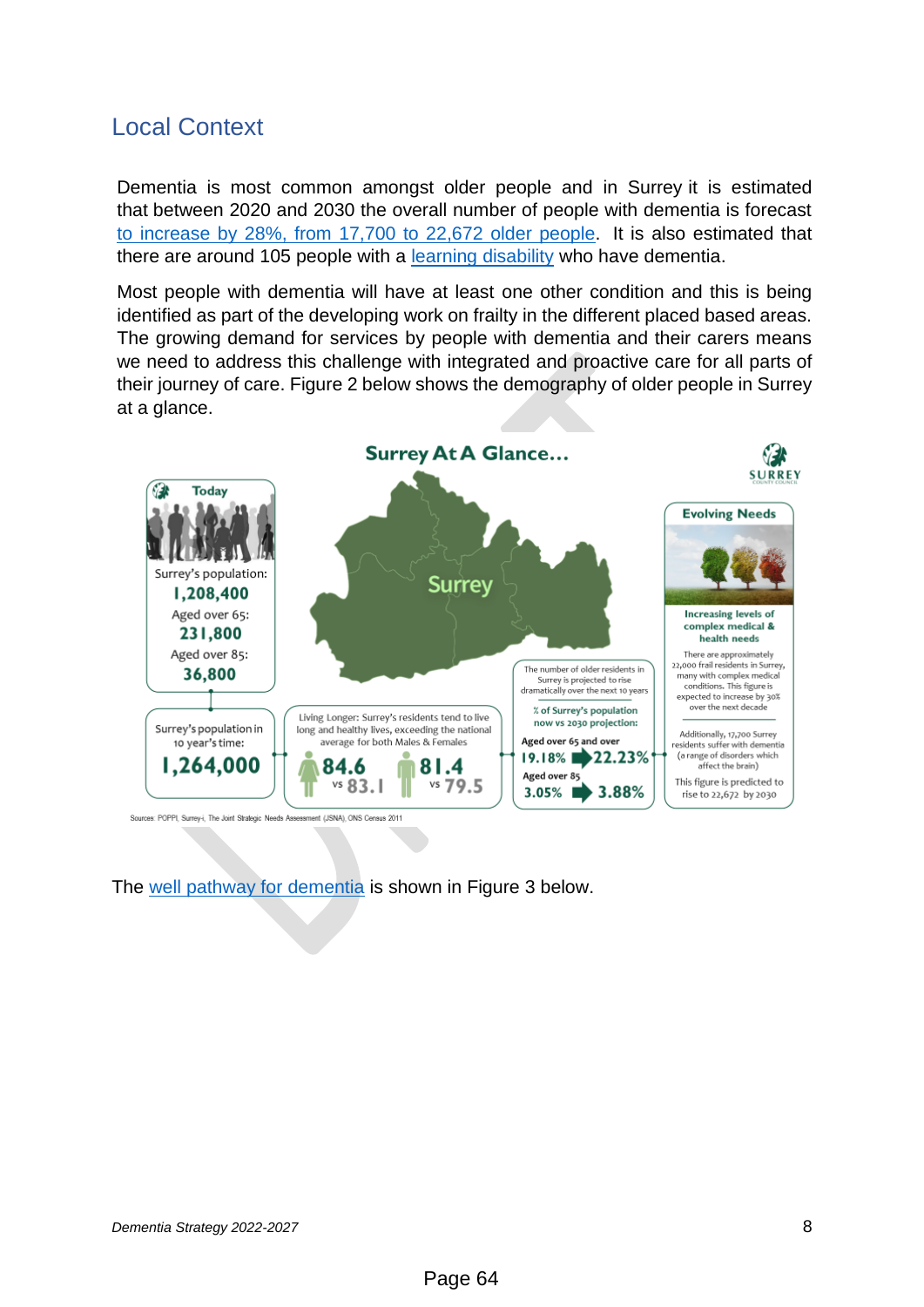## Local Context

Dementia is most common amongst older people and in Surrey it is estimated that between 2020 and 2030 the overall number of people with dementia is forecast to increase by 28%, from 17,700 to 22,672 older people. It is also estimated that there are around 105 people with a learning disability who have dementia.

Most people with dementia will have at least one other condition and this is being identified as part of the developing work on frailty in the different placed based areas. The growing demand for services by people with dementia and their carers means we need to address this challenge with integrated and proactive care for all parts of their journey of care. Figure 2 below shows the demography of older people in Surrey at a glance.

**Surrey At A Glance...**

**Today**

Surrey's population: **1,208,400**

Aged over 65: **231,800**

Aged over 85: **36,800**

Surrey's population in 10 year's time: **1,264,000**

Living Longer: Surrey's residents tend to live long and healthy lives, exceeding the national average for both Males & Females

**84.6** vs 83.1 | **81.4** vs 79.5

The number of older residents in Surrey is projected to rise dramatically over the next 10 years

% of Surrey's population now vs 2030 projection:

Aged over 65 and over: 19.18% → 22.23%

Aged over 85: 3.05% → 3.88%

**Evolving Needs**

**Increasing levels of complex medical & health needs**

There are approximately 22,000 frail residents in Surrey, many with complex medical conditions. This figure is expected to increase by 30% over the next decade

Additionally, 17,700 Surrey residents suffer with dementia (a range of disorders which affect the brain)

This figure is predicted to rise to 22,672 by 2030

Sources: POPPI, Surrey-i, The Joint Strategic Needs Assessment (JSNA), ONS Census 2011

The well pathway for dementia is shown in Figure 3 below.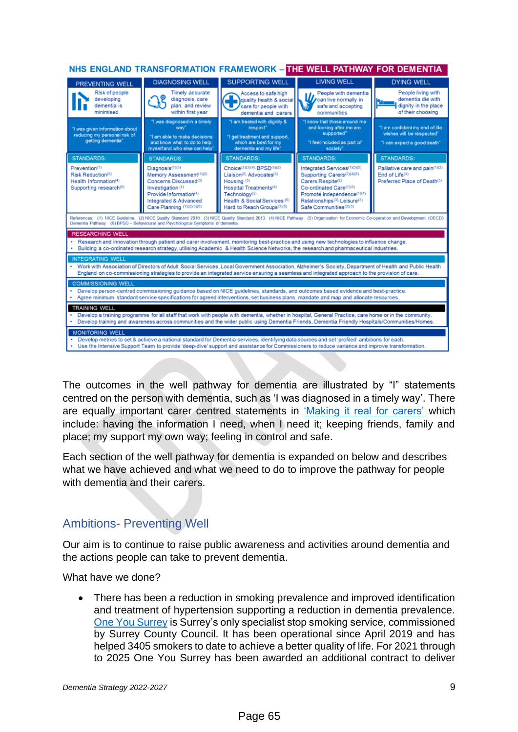**NHS ENGLAND TRANSFORMATION FRAMEWORK – THE WELL PATHWAY FOR DEMENTIA**

| PREVENTING WELL | DIAGNOSING WELL | SUPPORTING WELL | LIVING WELL | DYING WELL |
|---|---|---|---|---|
| Risk of people developing dementia is minimised | Timely accurate diagnosis, care plan, and review within first year | Access to safe high quality health & social care for people with dementia and carers | People with dementia can live normally in safe and accepting communities | People living with dementia die with dignity in the place of their choosing |
| "I was given information about reducing my personal risk of getting dementia" | "I was diagnosed in a timely way" "I am able to make decisions and know what to do to help myself and who else can help" | "I am treated with dignity & respect" "I get treatment and support, which are best for my dementia and my life" | "I know that those around me and looking after me are supported" "I feel included as part of society" | "I am confident my end of life wishes will be respected" "I can expect a good death" |
| STANDARDS: | STANDARDS: | STANDARDS: | STANDARDS: | STANDARDS: |
| Prevention[1] Risk Reduction[5] Health Information[4] Supporting research[5] | Diagnosis[1][5] Memory Assessment[1][2] Concerns Discussed[3] Investigation[4] Provide Information[4] Integrated & Advanced Care Planning[1][2][3][5] | Choice[2][3][4] BPSD[6][2] Liaison[2] Advocates[3] Housing[3] Hospital Treatments[4] Technology[5] Health & Social Services[5] Hard to Reach Groups[3][5] | Integrated Services[1][3][5] Supporting Carers[2][4][5] Carers Respite[2] Co-ordinated Care[1][5] Promote independence[1][4] Relationships[3] Leisure[3] Safe Communities[3][5] | Palliative care and pain[1][2] End of Life[4] Preferred Place of Death[5] |

References: (1) NICE Guideline. (2) NICE Quality Standard 2010. (3) NICE Quality Standard 2013. (4) NICE Pathway. (5) Organisation for Economic Co-operation and Development (OECD) Dementia Pathway. (6) BPSD – Behavioural and Psychological Symptoms of dementia.

**RESEARCHING WELL**
- Research and innovation through patient and carer involvement, monitoring best-practice and using new technologies to influence change.
- Building a co-ordinated research strategy, utilising Academic & Health Science Networks, the research and pharmaceutical industries.

**INTEGRATING WELL**
- Work with Association of Directors of Adult Social Services, Local Government Association, Alzheimer's Society, Department of Health and Public Health England on co-commissioning strategies to provide an integrated service ensuring a seamless and integrated approach to the provision of care.

**COMMISSIONING WELL**
- Develop person-centred commissioning guidance based on NICE guidelines, standards, and outcomes based evidence and best-practice.
- Agree minimum standard service specifications for agreed interventions, set business plans, mandate and map and allocate resources.

**TRAINING WELL**
- Develop a training programme for all staff that work with people with dementia, whether in hospital, General Practice, care home or in the community.
- Develop training and awareness across communities and the wider public using Dementia Friends, Dementia Friendly Hospitals/Communities/Homes.

**MONITORING WELL**
- Develop metrics to set & achieve a national standard for Dementia services, identifying data sources and set 'profiled' ambitions for each.
- Use the Intensive Support Team to provide 'deep-dive' support and assistance for Commissioners to reduce variance and improve transformation.

The outcomes in the well pathway for dementia are illustrated by "I" statements centred on the person with dementia, such as 'I was diagnosed in a timely way'. There are equally important carer centred statements in 'Making it real for carers' which include: having the information I need, when I need it; keeping friends, family and place; my support my own way; feeling in control and safe.

Each section of the well pathway for dementia is expanded on below and describes what we have achieved and what we need to do to improve the pathway for people with dementia and their carers.

## Ambitions- Preventing Well

Our aim is to continue to raise public awareness and activities around dementia and the actions people can take to prevent dementia.

What have we done?

- There has been a reduction in smoking prevalence and improved identification and treatment of hypertension supporting a reduction in dementia prevalence. One You Surrey is Surrey's only specialist stop smoking service, commissioned by Surrey County Council. It has been operational since April 2019 and has helped 3405 smokers to date to achieve a better quality of life. For 2021 through to 2025 One You Surrey has been awarded an additional contract to deliver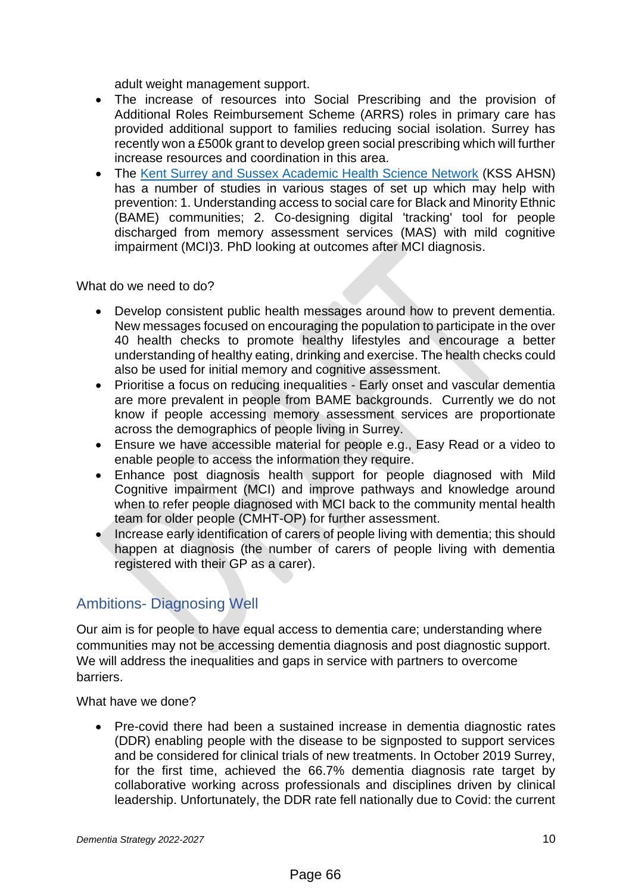adult weight management support.

- The increase of resources into Social Prescribing and the provision of Additional Roles Reimbursement Scheme (ARRS) roles in primary care has provided additional support to families reducing social isolation. Surrey has recently won a £500k grant to develop green social prescribing which will further increase resources and coordination in this area.
- The Kent Surrey and Sussex Academic Health Science Network (KSS AHSN) has a number of studies in various stages of set up which may help with prevention: 1. Understanding access to social care for Black and Minority Ethnic (BAME) communities; 2. Co-designing digital 'tracking' tool for people discharged from memory assessment services (MAS) with mild cognitive impairment (MCI)3. PhD looking at outcomes after MCI diagnosis.

What do we need to do?

- Develop consistent public health messages around how to prevent dementia. New messages focused on encouraging the population to participate in the over 40 health checks to promote healthy lifestyles and encourage a better understanding of healthy eating, drinking and exercise. The health checks could also be used for initial memory and cognitive assessment.
- Prioritise a focus on reducing inequalities - Early onset and vascular dementia are more prevalent in people from BAME backgrounds. Currently we do not know if people accessing memory assessment services are proportionate across the demographics of people living in Surrey.
- Ensure we have accessible material for people e.g., Easy Read or a video to enable people to access the information they require.
- Enhance post diagnosis health support for people diagnosed with Mild Cognitive impairment (MCI) and improve pathways and knowledge around when to refer people diagnosed with MCI back to the community mental health team for older people (CMHT-OP) for further assessment.
- Increase early identification of carers of people living with dementia; this should happen at diagnosis (the number of carers of people living with dementia registered with their GP as a carer).

## Ambitions- Diagnosing Well

Our aim is for people to have equal access to dementia care; understanding where communities may not be accessing dementia diagnosis and post diagnostic support. We will address the inequalities and gaps in service with partners to overcome barriers.

What have we done?

- Pre-covid there had been a sustained increase in dementia diagnostic rates (DDR) enabling people with the disease to be signposted to support services and be considered for clinical trials of new treatments. In October 2019 Surrey, for the first time, achieved the 66.7% dementia diagnosis rate target by collaborative working across professionals and disciplines driven by clinical leadership. Unfortunately, the DDR rate fell nationally due to Covid: the current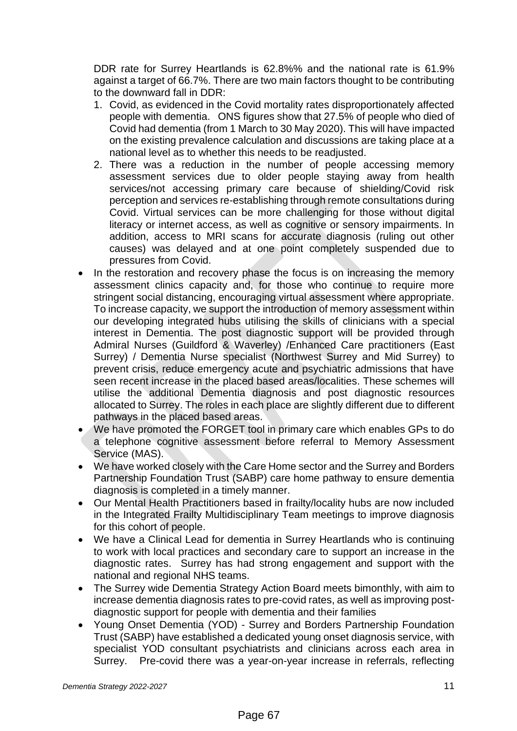DDR rate for Surrey Heartlands is 62.8%% and the national rate is 61.9% against a target of 66.7%. There are two main factors thought to be contributing to the downward fall in DDR:

1. Covid, as evidenced in the Covid mortality rates disproportionately affected people with dementia. ONS figures show that 27.5% of people who died of Covid had dementia (from 1 March to 30 May 2020). This will have impacted on the existing prevalence calculation and discussions are taking place at a national level as to whether this needs to be readjusted.
2. There was a reduction in the number of people accessing memory assessment services due to older people staying away from health services/not accessing primary care because of shielding/Covid risk perception and services re-establishing through remote consultations during Covid. Virtual services can be more challenging for those without digital literacy or internet access, as well as cognitive or sensory impairments. In addition, access to MRI scans for accurate diagnosis (ruling out other causes) was delayed and at one point completely suspended due to pressures from Covid.

- In the restoration and recovery phase the focus is on increasing the memory assessment clinics capacity and, for those who continue to require more stringent social distancing, encouraging virtual assessment where appropriate. To increase capacity, we support the introduction of memory assessment within our developing integrated hubs utilising the skills of clinicians with a special interest in Dementia. The post diagnostic support will be provided through Admiral Nurses (Guildford & Waverley) /Enhanced Care practitioners (East Surrey) / Dementia Nurse specialist (Northwest Surrey and Mid Surrey) to prevent crisis, reduce emergency acute and psychiatric admissions that have seen recent increase in the placed based areas/localities. These schemes will utilise the additional Dementia diagnosis and post diagnostic resources allocated to Surrey. The roles in each place are slightly different due to different pathways in the placed based areas.
- We have promoted the FORGET tool in primary care which enables GPs to do a telephone cognitive assessment before referral to Memory Assessment Service (MAS).
- We have worked closely with the Care Home sector and the Surrey and Borders Partnership Foundation Trust (SABP) care home pathway to ensure dementia diagnosis is completed in a timely manner.
- Our Mental Health Practitioners based in frailty/locality hubs are now included in the Integrated Frailty Multidisciplinary Team meetings to improve diagnosis for this cohort of people.
- We have a Clinical Lead for dementia in Surrey Heartlands who is continuing to work with local practices and secondary care to support an increase in the diagnostic rates. Surrey has had strong engagement and support with the national and regional NHS teams.
- The Surrey wide Dementia Strategy Action Board meets bimonthly, with aim to increase dementia diagnosis rates to pre-covid rates, as well as improving post-diagnostic support for people with dementia and their families
- Young Onset Dementia (YOD) - Surrey and Borders Partnership Foundation Trust (SABP) have established a dedicated young onset diagnosis service, with specialist YOD consultant psychiatrists and clinicians across each area in Surrey. Pre-covid there was a year-on-year increase in referrals, reflecting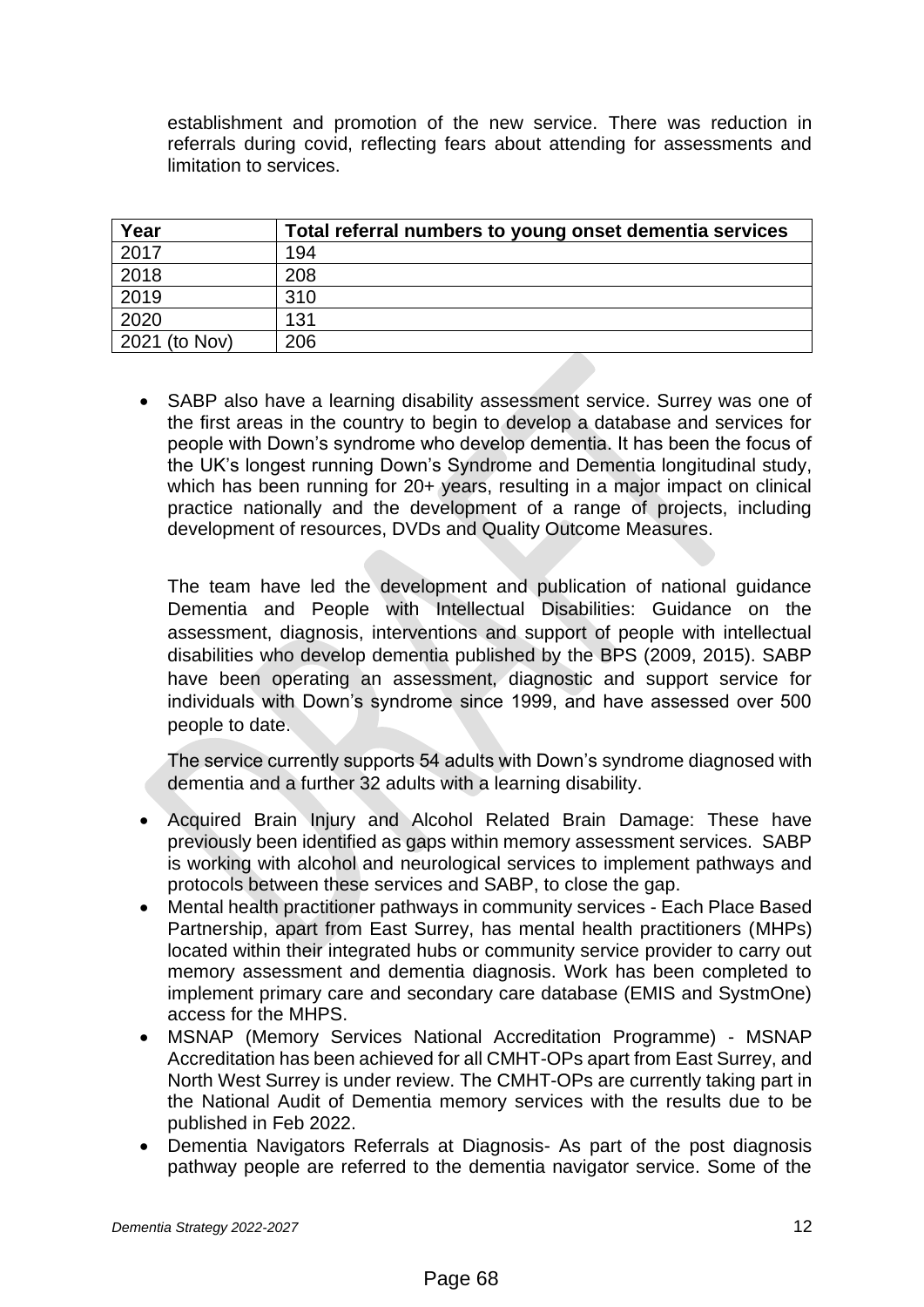establishment and promotion of the new service. There was reduction in referrals during covid, reflecting fears about attending for assessments and limitation to services.

| Year | Total referral numbers to young onset dementia services |
|---|---|
| 2017 | 194 |
| 2018 | 208 |
| 2019 | 310 |
| 2020 | 131 |
| 2021 (to Nov) | 206 |

- SABP also have a learning disability assessment service. Surrey was one of the first areas in the country to begin to develop a database and services for people with Down's syndrome who develop dementia. It has been the focus of the UK's longest running Down's Syndrome and Dementia longitudinal study, which has been running for 20+ years, resulting in a major impact on clinical practice nationally and the development of a range of projects, including development of resources, DVDs and Quality Outcome Measures.

  The team have led the development and publication of national guidance Dementia and People with Intellectual Disabilities: Guidance on the assessment, diagnosis, interventions and support of people with intellectual disabilities who develop dementia published by the BPS (2009, 2015). SABP have been operating an assessment, diagnostic and support service for individuals with Down's syndrome since 1999, and have assessed over 500 people to date.

  The service currently supports 54 adults with Down's syndrome diagnosed with dementia and a further 32 adults with a learning disability.

- Acquired Brain Injury and Alcohol Related Brain Damage: These have previously been identified as gaps within memory assessment services. SABP is working with alcohol and neurological services to implement pathways and protocols between these services and SABP, to close the gap.
- Mental health practitioner pathways in community services - Each Place Based Partnership, apart from East Surrey, has mental health practitioners (MHPs) located within their integrated hubs or community service provider to carry out memory assessment and dementia diagnosis. Work has been completed to implement primary care and secondary care database (EMIS and SystmOne) access for the MHPS.
- MSNAP (Memory Services National Accreditation Programme) - MSNAP Accreditation has been achieved for all CMHT-OPs apart from East Surrey, and North West Surrey is under review. The CMHT-OPs are currently taking part in the National Audit of Dementia memory services with the results due to be published in Feb 2022.
- Dementia Navigators Referrals at Diagnosis- As part of the post diagnosis pathway people are referred to the dementia navigator service. Some of the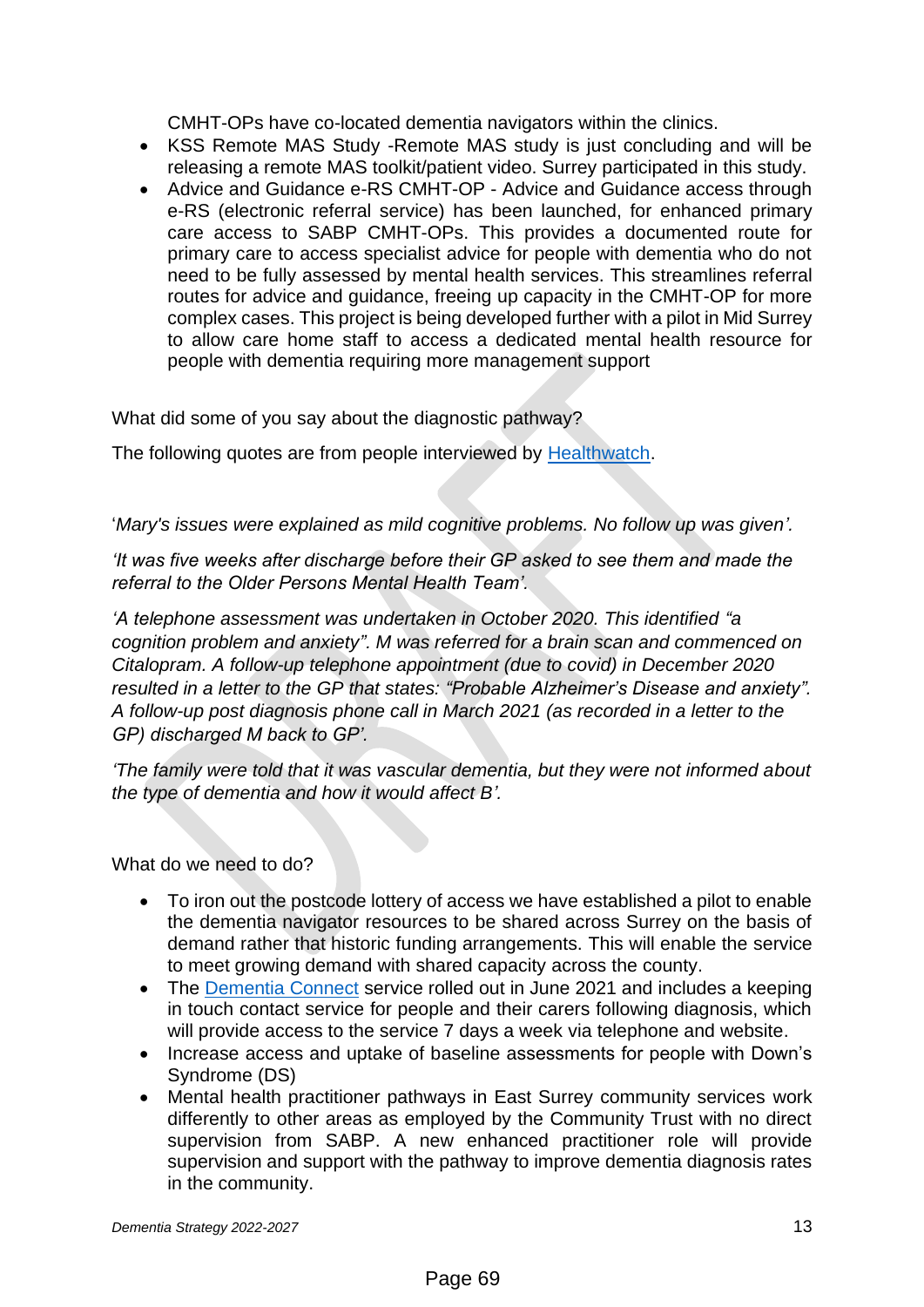CMHT-OPs have co-located dementia navigators within the clinics.

- KSS Remote MAS Study -Remote MAS study is just concluding and will be releasing a remote MAS toolkit/patient video. Surrey participated in this study.
- Advice and Guidance e-RS CMHT-OP - Advice and Guidance access through e-RS (electronic referral service) has been launched, for enhanced primary care access to SABP CMHT-OPs. This provides a documented route for primary care to access specialist advice for people with dementia who do not need to be fully assessed by mental health services. This streamlines referral routes for advice and guidance, freeing up capacity in the CMHT-OP for more complex cases. This project is being developed further with a pilot in Mid Surrey to allow care home staff to access a dedicated mental health resource for people with dementia requiring more management support

What did some of you say about the diagnostic pathway?

The following quotes are from people interviewed by [Healthwatch](Healthwatch).

'*Mary's issues were explained as mild cognitive problems. No follow up was given'.*

*'It was five weeks after discharge before their GP asked to see them and made the referral to the Older Persons Mental Health Team'.*

*'A telephone assessment was undertaken in October 2020. This identified "a cognition problem and anxiety". M was referred for a brain scan and commenced on Citalopram. A follow-up telephone appointment (due to covid) in December 2020 resulted in a letter to the GP that states: "Probable Alzheimer's Disease and anxiety". A follow-up post diagnosis phone call in March 2021 (as recorded in a letter to the GP) discharged M back to GP'.*

*'The family were told that it was vascular dementia, but they were not informed about the type of dementia and how it would affect B'.*

What do we need to do?

- To iron out the postcode lottery of access we have established a pilot to enable the dementia navigator resources to be shared across Surrey on the basis of demand rather that historic funding arrangements. This will enable the service to meet growing demand with shared capacity across the county.
- The [Dementia Connect](Dementia Connect) service rolled out in June 2021 and includes a keeping in touch contact service for people and their carers following diagnosis, which will provide access to the service 7 days a week via telephone and website.
- Increase access and uptake of baseline assessments for people with Down's Syndrome (DS)
- Mental health practitioner pathways in East Surrey community services work differently to other areas as employed by the Community Trust with no direct supervision from SABP. A new enhanced practitioner role will provide supervision and support with the pathway to improve dementia diagnosis rates in the community.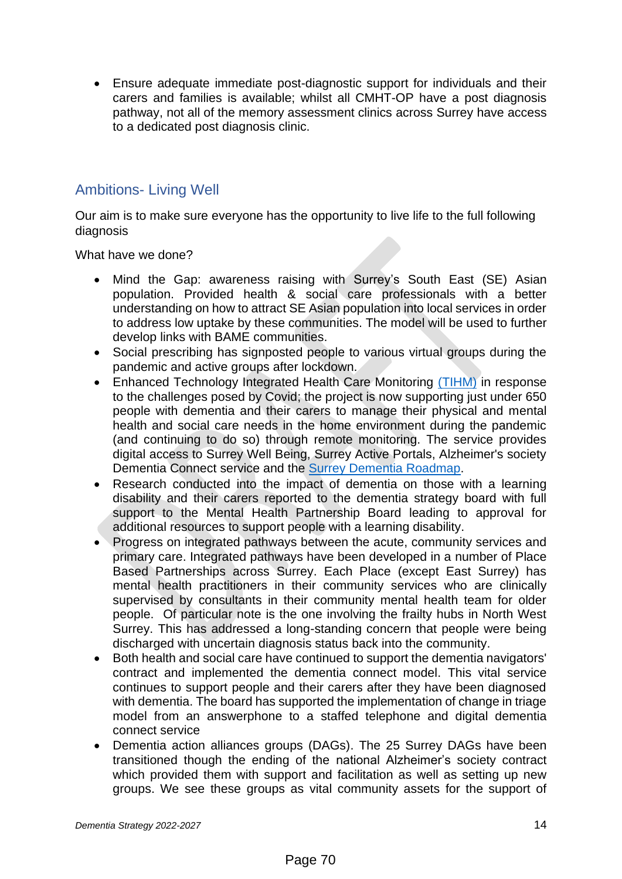- Ensure adequate immediate post-diagnostic support for individuals and their carers and families is available; whilst all CMHT-OP have a post diagnosis pathway, not all of the memory assessment clinics across Surrey have access to a dedicated post diagnosis clinic.

## Ambitions- Living Well

Our aim is to make sure everyone has the opportunity to live life to the full following diagnosis

What have we done?

- Mind the Gap: awareness raising with Surrey's South East (SE) Asian population. Provided health & social care professionals with a better understanding on how to attract SE Asian population into local services in order to address low uptake by these communities. The model will be used to further develop links with BAME communities.
- Social prescribing has signposted people to various virtual groups during the pandemic and active groups after lockdown.
- Enhanced Technology Integrated Health Care Monitoring (TIHM) in response to the challenges posed by Covid; the project is now supporting just under 650 people with dementia and their carers to manage their physical and mental health and social care needs in the home environment during the pandemic (and continuing to do so) through remote monitoring. The service provides digital access to Surrey Well Being, Surrey Active Portals, Alzheimer's society Dementia Connect service and the Surrey Dementia Roadmap.
- Research conducted into the impact of dementia on those with a learning disability and their carers reported to the dementia strategy board with full support to the Mental Health Partnership Board leading to approval for additional resources to support people with a learning disability.
- Progress on integrated pathways between the acute, community services and primary care. Integrated pathways have been developed in a number of Place Based Partnerships across Surrey. Each Place (except East Surrey) has mental health practitioners in their community services who are clinically supervised by consultants in their community mental health team for older people. Of particular note is the one involving the frailty hubs in North West Surrey. This has addressed a long-standing concern that people were being discharged with uncertain diagnosis status back into the community.
- Both health and social care have continued to support the dementia navigators' contract and implemented the dementia connect model. This vital service continues to support people and their carers after they have been diagnosed with dementia. The board has supported the implementation of change in triage model from an answerphone to a staffed telephone and digital dementia connect service
- Dementia action alliances groups (DAGs). The 25 Surrey DAGs have been transitioned though the ending of the national Alzheimer's society contract which provided them with support and facilitation as well as setting up new groups. We see these groups as vital community assets for the support of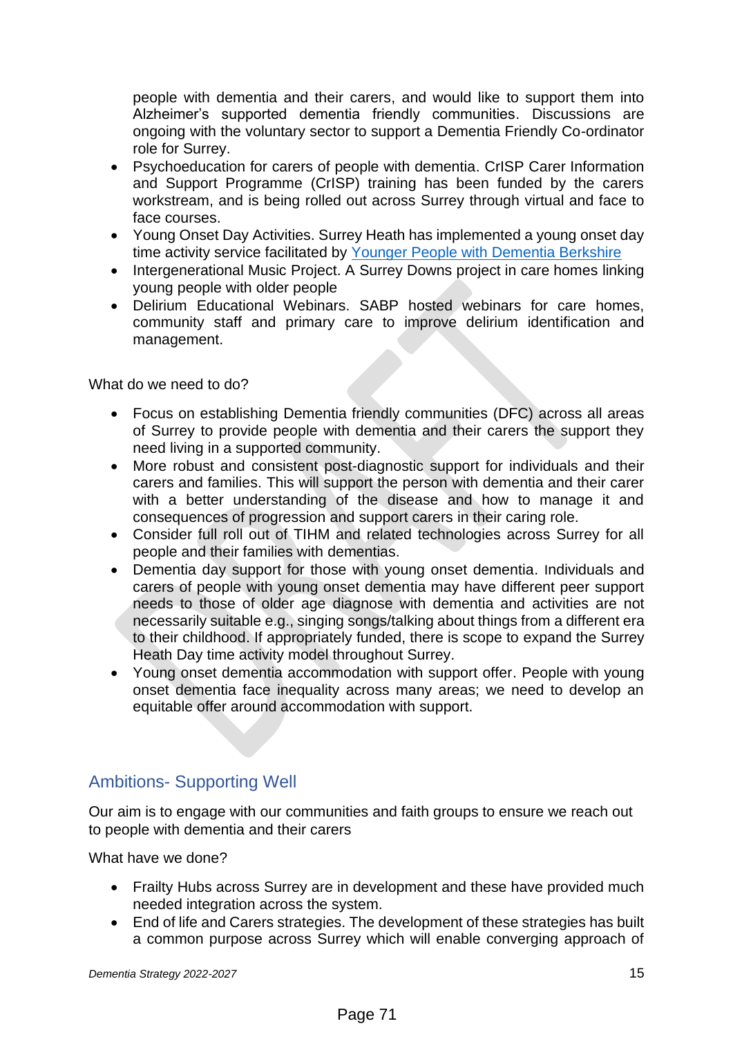people with dementia and their carers, and would like to support them into Alzheimer's supported dementia friendly communities. Discussions are ongoing with the voluntary sector to support a Dementia Friendly Co-ordinator role for Surrey.

- Psychoeducation for carers of people with dementia. CrISP Carer Information and Support Programme (CrISP) training has been funded by the carers workstream, and is being rolled out across Surrey through virtual and face to face courses.
- Young Onset Day Activities. Surrey Heath has implemented a young onset day time activity service facilitated by [Younger People with Dementia Berkshire]
- Intergenerational Music Project. A Surrey Downs project in care homes linking young people with older people
- Delirium Educational Webinars. SABP hosted webinars for care homes, community staff and primary care to improve delirium identification and management.

What do we need to do?

- Focus on establishing Dementia friendly communities (DFC) across all areas of Surrey to provide people with dementia and their carers the support they need living in a supported community.
- More robust and consistent post-diagnostic support for individuals and their carers and families. This will support the person with dementia and their carer with a better understanding of the disease and how to manage it and consequences of progression and support carers in their caring role.
- Consider full roll out of TIHM and related technologies across Surrey for all people and their families with dementias.
- Dementia day support for those with young onset dementia. Individuals and carers of people with young onset dementia may have different peer support needs to those of older age diagnose with dementia and activities are not necessarily suitable e.g., singing songs/talking about things from a different era to their childhood. If appropriately funded, there is scope to expand the Surrey Heath Day time activity model throughout Surrey.
- Young onset dementia accommodation with support offer. People with young onset dementia face inequality across many areas; we need to develop an equitable offer around accommodation with support.

## Ambitions- Supporting Well

Our aim is to engage with our communities and faith groups to ensure we reach out to people with dementia and their carers

What have we done?

- Frailty Hubs across Surrey are in development and these have provided much needed integration across the system.
- End of life and Carers strategies. The development of these strategies has built a common purpose across Surrey which will enable converging approach of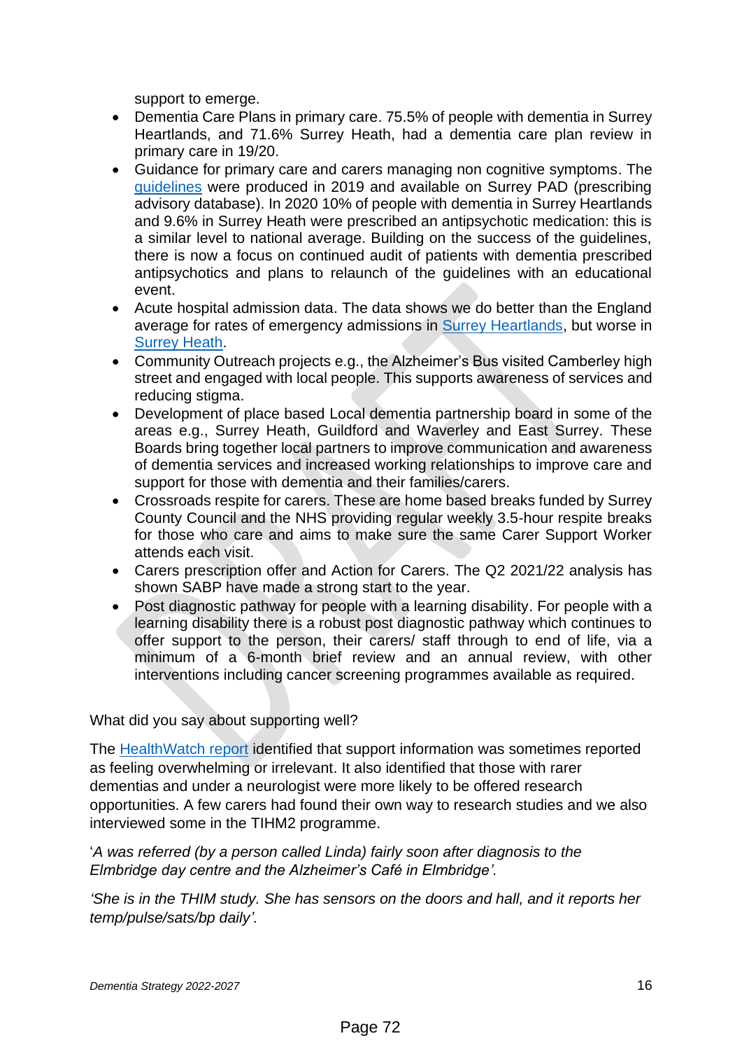support to emerge.

- Dementia Care Plans in primary care. 75.5% of people with dementia in Surrey Heartlands, and 71.6% Surrey Heath, had a dementia care plan review in primary care in 19/20.
- Guidance for primary care and carers managing non cognitive symptoms. The guidelines were produced in 2019 and available on Surrey PAD (prescribing advisory database). In 2020 10% of people with dementia in Surrey Heartlands and 9.6% in Surrey Heath were prescribed an antipsychotic medication: this is a similar level to national average. Building on the success of the guidelines, there is now a focus on continued audit of patients with dementia prescribed antipsychotics and plans to relaunch of the guidelines with an educational event.
- Acute hospital admission data. The data shows we do better than the England average for rates of emergency admissions in Surrey Heartlands, but worse in Surrey Heath.
- Community Outreach projects e.g., the Alzheimer's Bus visited Camberley high street and engaged with local people. This supports awareness of services and reducing stigma.
- Development of place based Local dementia partnership board in some of the areas e.g., Surrey Heath, Guildford and Waverley and East Surrey. These Boards bring together local partners to improve communication and awareness of dementia services and increased working relationships to improve care and support for those with dementia and their families/carers.
- Crossroads respite for carers. These are home based breaks funded by Surrey County Council and the NHS providing regular weekly 3.5-hour respite breaks for those who care and aims to make sure the same Carer Support Worker attends each visit.
- Carers prescription offer and Action for Carers. The Q2 2021/22 analysis has shown SABP have made a strong start to the year.
- Post diagnostic pathway for people with a learning disability. For people with a learning disability there is a robust post diagnostic pathway which continues to offer support to the person, their carers/ staff through to end of life, via a minimum of a 6-month brief review and an annual review, with other interventions including cancer screening programmes available as required.

What did you say about supporting well?

The HealthWatch report identified that support information was sometimes reported as feeling overwhelming or irrelevant. It also identified that those with rarer dementias and under a neurologist were more likely to be offered research opportunities. A few carers had found their own way to research studies and we also interviewed some in the TIHM2 programme.

'*A was referred (by a person called Linda) fairly soon after diagnosis to the Elmbridge day centre and the Alzheimer's Café in Elmbridge'*.

*'She is in the THIM study. She has sensors on the doors and hall, and it reports her temp/pulse/sats/bp daily'*.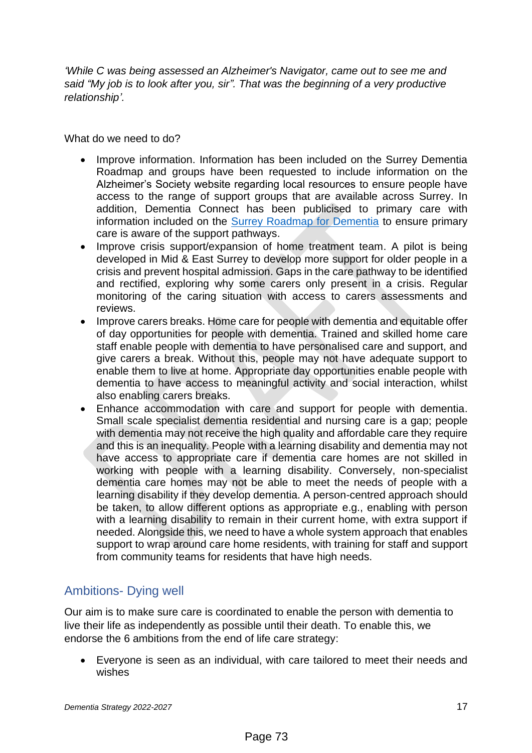*'While C was being assessed an Alzheimer's Navigator, came out to see me and said "My job is to look after you, sir". That was the beginning of a very productive relationship'.*

What do we need to do?

- Improve information. Information has been included on the Surrey Dementia Roadmap and groups have been requested to include information on the Alzheimer's Society website regarding local resources to ensure people have access to the range of support groups that are available across Surrey. In addition, Dementia Connect has been publicised to primary care with information included on the [Surrey Roadmap for Dementia]() to ensure primary care is aware of the support pathways.
- Improve crisis support/expansion of home treatment team. A pilot is being developed in Mid & East Surrey to develop more support for older people in a crisis and prevent hospital admission. Gaps in the care pathway to be identified and rectified, exploring why some carers only present in a crisis. Regular monitoring of the caring situation with access to carers assessments and reviews.
- Improve carers breaks. Home care for people with dementia and equitable offer of day opportunities for people with dementia. Trained and skilled home care staff enable people with dementia to have personalised care and support, and give carers a break. Without this, people may not have adequate support to enable them to live at home. Appropriate day opportunities enable people with dementia to have access to meaningful activity and social interaction, whilst also enabling carers breaks.
- Enhance accommodation with care and support for people with dementia. Small scale specialist dementia residential and nursing care is a gap; people with dementia may not receive the high quality and affordable care they require and this is an inequality. People with a learning disability and dementia may not have access to appropriate care if dementia care homes are not skilled in working with people with a learning disability. Conversely, non-specialist dementia care homes may not be able to meet the needs of people with a learning disability if they develop dementia. A person-centred approach should be taken, to allow different options as appropriate e.g., enabling with person with a learning disability to remain in their current home, with extra support if needed. Alongside this, we need to have a whole system approach that enables support to wrap around care home residents, with training for staff and support from community teams for residents that have high needs.

## Ambitions- Dying well

Our aim is to make sure care is coordinated to enable the person with dementia to live their life as independently as possible until their death. To enable this, we endorse the 6 ambitions from the end of life care strategy:

- Everyone is seen as an individual, with care tailored to meet their needs and wishes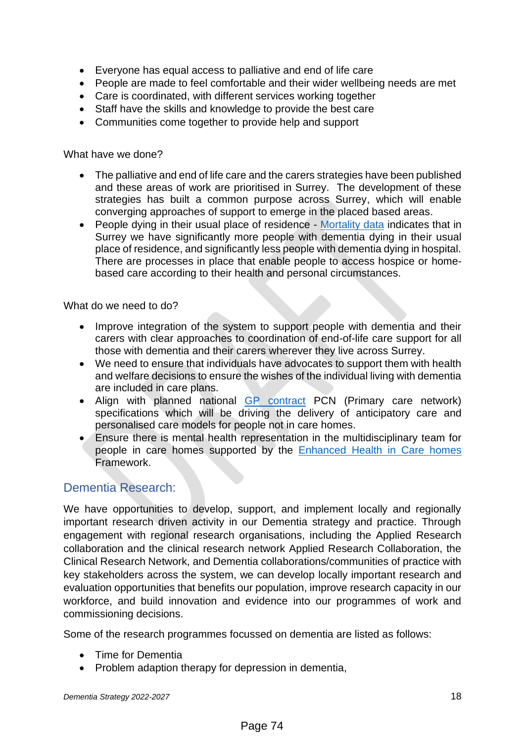- Everyone has equal access to palliative and end of life care
- People are made to feel comfortable and their wider wellbeing needs are met
- Care is coordinated, with different services working together
- Staff have the skills and knowledge to provide the best care
- Communities come together to provide help and support

What have we done?

- The palliative and end of life care and the carers strategies have been published and these areas of work are prioritised in Surrey. The development of these strategies has built a common purpose across Surrey, which will enable converging approaches of support to emerge in the placed based areas.
- People dying in their usual place of residence - [Mortality data](#) indicates that in Surrey we have significantly more people with dementia dying in their usual place of residence, and significantly less people with dementia dying in hospital. There are processes in place that enable people to access hospice or home-based care according to their health and personal circumstances.

What do we need to do?

- Improve integration of the system to support people with dementia and their carers with clear approaches to coordination of end-of-life care support for all those with dementia and their carers wherever they live across Surrey.
- We need to ensure that individuals have advocates to support them with health and welfare decisions to ensure the wishes of the individual living with dementia are included in care plans.
- Align with planned national [GP contract](#) PCN (Primary care network) specifications which will be driving the delivery of anticipatory care and personalised care models for people not in care homes.
- Ensure there is mental health representation in the multidisciplinary team for people in care homes supported by the [Enhanced Health in Care homes](#) Framework.

## Dementia Research:

We have opportunities to develop, support, and implement locally and regionally important research driven activity in our Dementia strategy and practice. Through engagement with regional research organisations, including the Applied Research collaboration and the clinical research network Applied Research Collaboration, the Clinical Research Network, and Dementia collaborations/communities of practice with key stakeholders across the system, we can develop locally important research and evaluation opportunities that benefits our population, improve research capacity in our workforce, and build innovation and evidence into our programmes of work and commissioning decisions.

Some of the research programmes focussed on dementia are listed as follows:

- Time for Dementia
- Problem adaption therapy for depression in dementia,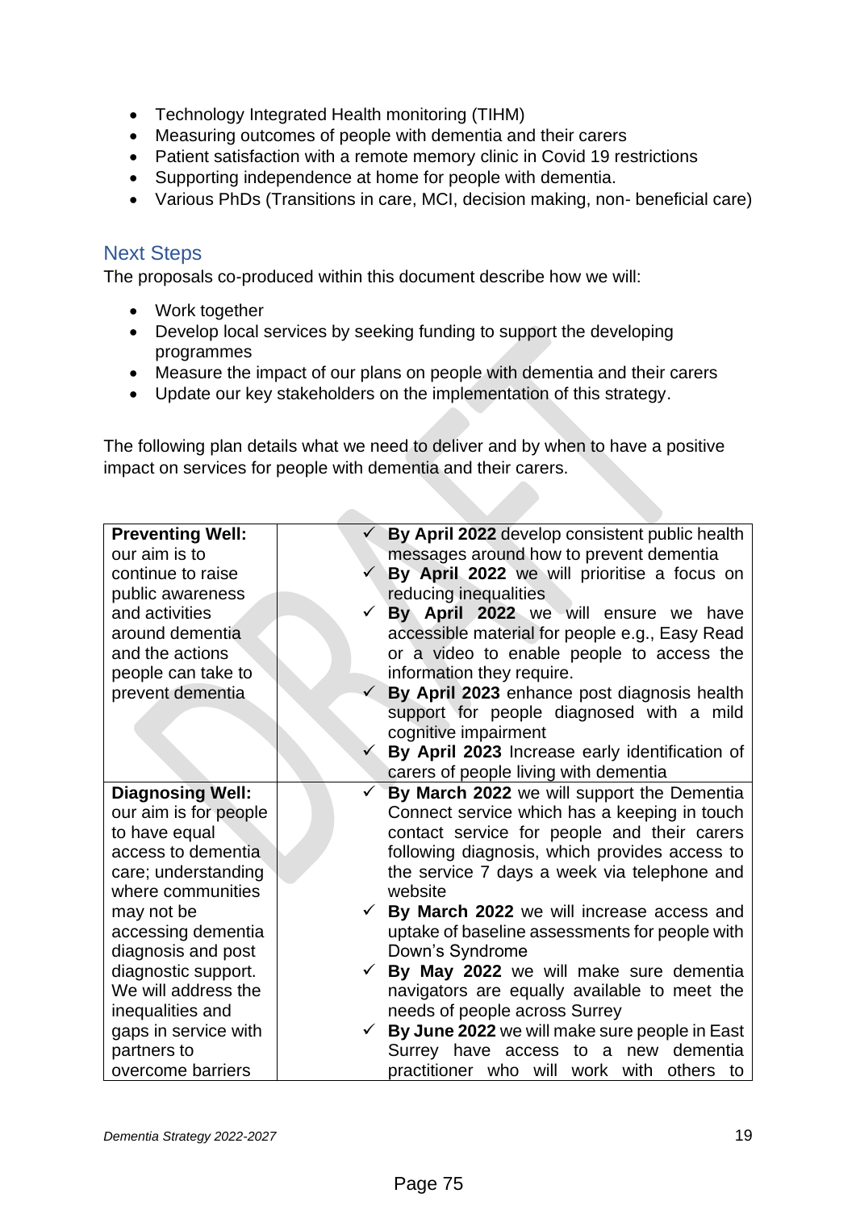- Technology Integrated Health monitoring (TIHM)
- Measuring outcomes of people with dementia and their carers
- Patient satisfaction with a remote memory clinic in Covid 19 restrictions
- Supporting independence at home for people with dementia.
- Various PhDs (Transitions in care, MCI, decision making, non- beneficial care)

## Next Steps

The proposals co-produced within this document describe how we will:

- Work together
- Develop local services by seeking funding to support the developing programmes
- Measure the impact of our plans on people with dementia and their carers
- Update our key stakeholders on the implementation of this strategy.

The following plan details what we need to deliver and by when to have a positive impact on services for people with dementia and their carers.

| | |
|---|---|
| **Preventing Well:** our aim is to continue to raise public awareness and activities around dementia and the actions people can take to prevent dementia | ✓ **By April 2022** develop consistent public health messages around how to prevent dementia<br>✓ **By April 2022** we will prioritise a focus on reducing inequalities<br>✓ **By April 2022** we will ensure we have accessible material for people e.g., Easy Read or a video to enable people to access the information they require.<br>✓ **By April 2023** enhance post diagnosis health support for people diagnosed with a mild cognitive impairment<br>✓ **By April 2023** Increase early identification of carers of people living with dementia |
| **Diagnosing Well:** our aim is for people to have equal access to dementia care; understanding where communities may not be accessing dementia diagnosis and post diagnostic support. We will address the inequalities and gaps in service with partners to overcome barriers | ✓ **By March 2022** we will support the Dementia Connect service which has a keeping in touch contact service for people and their carers following diagnosis, which provides access to the service 7 days a week via telephone and website<br>✓ **By March 2022** we will increase access and uptake of baseline assessments for people with Down's Syndrome<br>✓ **By May 2022** we will make sure dementia navigators are equally available to meet the needs of people across Surrey<br>✓ **By June 2022** we will make sure people in East Surrey have access to a new dementia practitioner who will work with others to |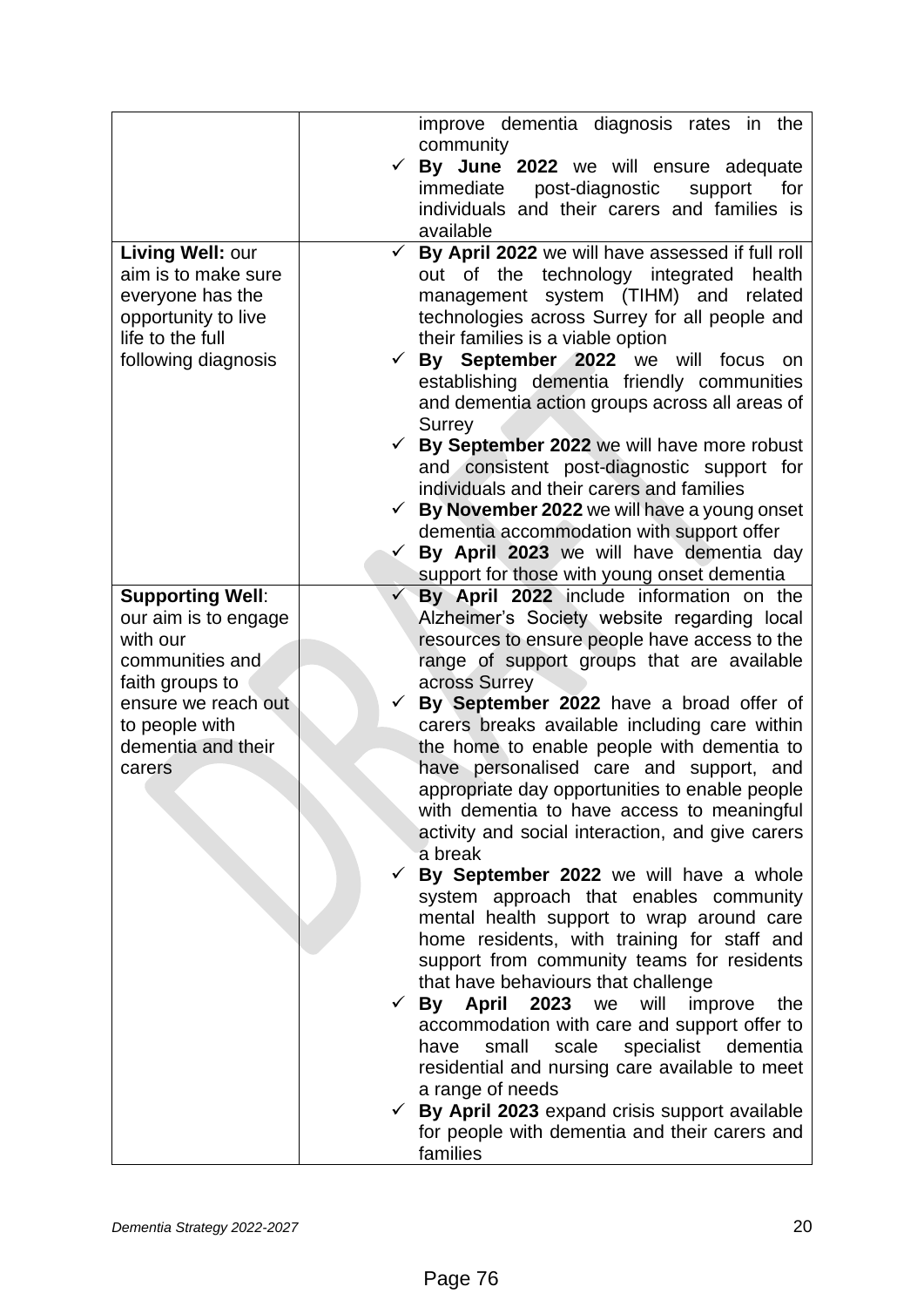| | |
|---|---|
| | improve dementia diagnosis rates in the community<br>✓ **By June 2022** we will ensure adequate immediate post-diagnostic support for individuals and their carers and families is available |
| **Living Well:** our aim is to make sure everyone has the opportunity to live life to the full following diagnosis | ✓ **By April 2022** we will have assessed if full roll out of the technology integrated health management system (TIHM) and related technologies across Surrey for all people and their families is a viable option<br>✓ **By September 2022** we will focus on establishing dementia friendly communities and dementia action groups across all areas of Surrey<br>✓ **By September 2022** we will have more robust and consistent post-diagnostic support for individuals and their carers and families<br>✓ **By November 2022** we will have a young onset dementia accommodation with support offer<br>✓ **By April 2023** we will have dementia day support for those with young onset dementia |
| **Supporting Well**: our aim is to engage with our communities and faith groups to ensure we reach out to people with dementia and their carers | ✓ **By April 2022** include information on the Alzheimer's Society website regarding local resources to ensure people have access to the range of support groups that are available across Surrey<br>✓ **By September 2022** have a broad offer of carers breaks available including care within the home to enable people with dementia to have personalised care and support, and appropriate day opportunities to enable people with dementia to have access to meaningful activity and social interaction, and give carers a break<br>✓ **By September 2022** we will have a whole system approach that enables community mental health support to wrap around care home residents, with training for staff and support from community teams for residents that have behaviours that challenge<br>✓ **By April 2023** we will improve the accommodation with care and support offer to have small scale specialist dementia residential and nursing care available to meet a range of needs<br>✓ **By April 2023** expand crisis support available for people with dementia and their carers and families |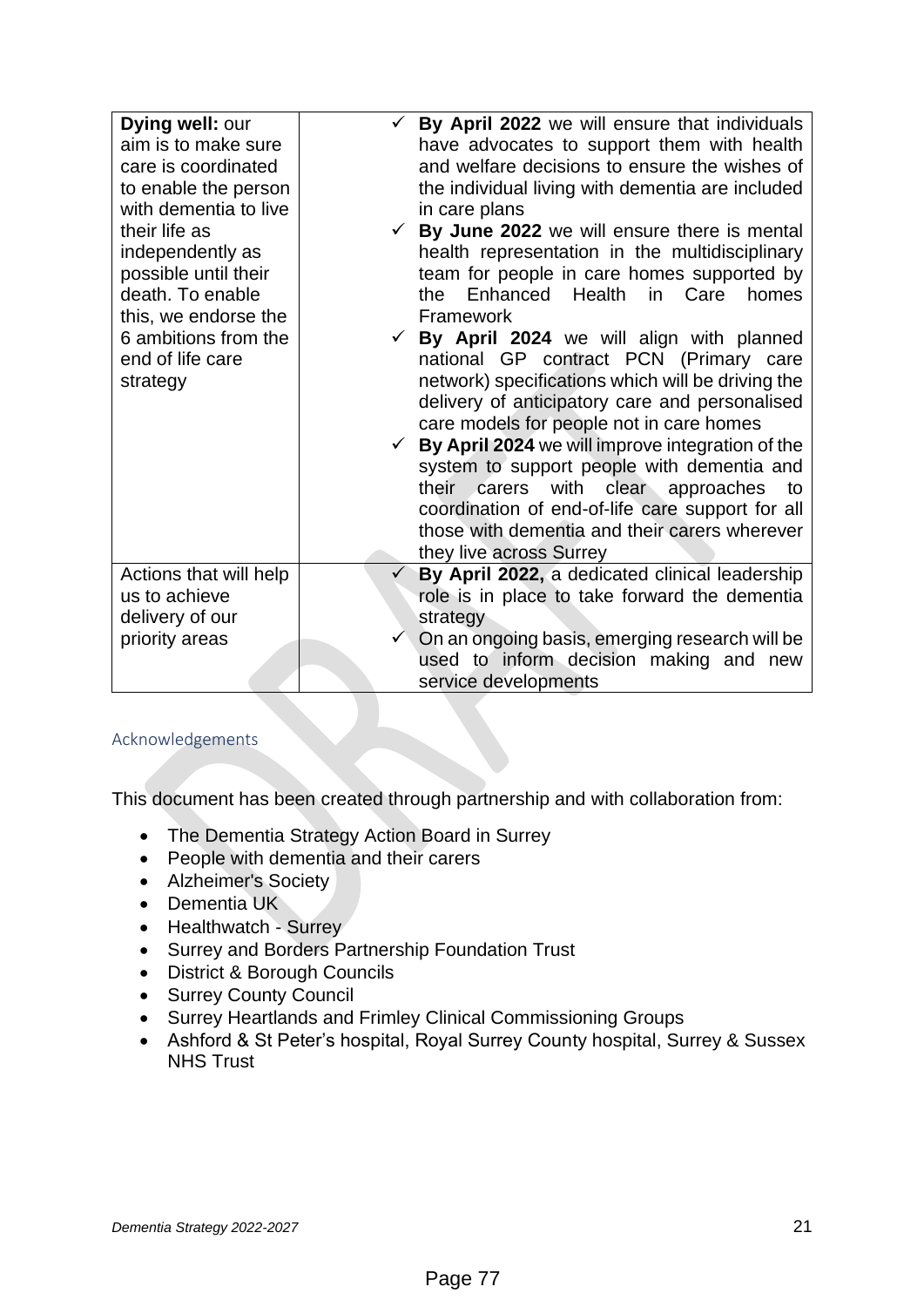| | |
|---|---|
| **Dying well:** our aim is to make sure care is coordinated to enable the person with dementia to live their life as independently as possible until their death. To enable this, we endorse the 6 ambitions from the end of life care strategy | ✓ **By April 2022** we will ensure that individuals have advocates to support them with health and welfare decisions to ensure the wishes of the individual living with dementia are included in care plans<br>✓ **By June 2022** we will ensure there is mental health representation in the multidisciplinary team for people in care homes supported by the Enhanced Health in Care homes Framework<br>✓ **By April 2024** we will align with planned national GP contract PCN (Primary care network) specifications which will be driving the delivery of anticipatory care and personalised care models for people not in care homes<br>✓ **By April 2024** we will improve integration of the system to support people with dementia and their carers with clear approaches to coordination of end-of-life care support for all those with dementia and their carers wherever they live across Surrey |
| Actions that will help us to achieve delivery of our priority areas | ✓ **By April 2022,** a dedicated clinical leadership role is in place to take forward the dementia strategy<br>✓ On an ongoing basis, emerging research will be used to inform decision making and new service developments |

## Acknowledgements

This document has been created through partnership and with collaboration from:

- The Dementia Strategy Action Board in Surrey
- People with dementia and their carers
- Alzheimer's Society
- Dementia UK
- Healthwatch - Surrey
- Surrey and Borders Partnership Foundation Trust
- District & Borough Councils
- Surrey County Council
- Surrey Heartlands and Frimley Clinical Commissioning Groups
- Ashford & St Peter's hospital, Royal Surrey County hospital, Surrey & Sussex NHS Trust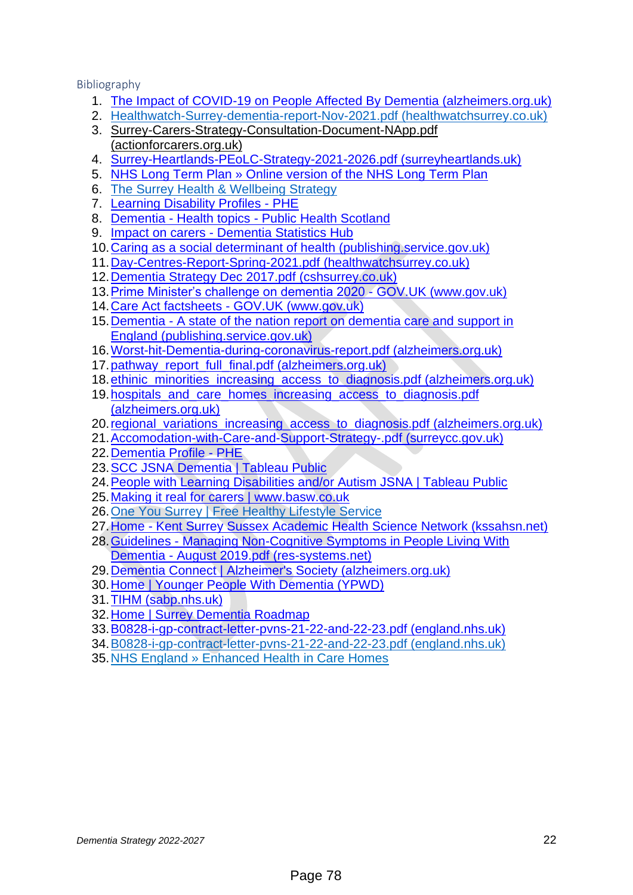Bibliography

1. The Impact of COVID-19 on People Affected By Dementia (alzheimers.org.uk)
2. Healthwatch-Surrey-dementia-report-Nov-2021.pdf (healthwatchsurrey.co.uk)
3. Surrey-Carers-Strategy-Consultation-Document-NApp.pdf (actionforcarers.org.uk)
4. Surrey-Heartlands-PEoLC-Strategy-2021-2026.pdf (surreyheartlands.uk)
5. NHS Long Term Plan » Online version of the NHS Long Term Plan
6. The Surrey Health & Wellbeing Strategy
7. Learning Disability Profiles - PHE
8. Dementia - Health topics - Public Health Scotland
9. Impact on carers - Dementia Statistics Hub
10. Caring as a social determinant of health (publishing.service.gov.uk)
11. Day-Centres-Report-Spring-2021.pdf (healthwatchsurrey.co.uk)
12. Dementia Strategy Dec 2017.pdf (cshsurrey.co.uk)
13. Prime Minister's challenge on dementia 2020 - GOV.UK (www.gov.uk)
14. Care Act factsheets - GOV.UK (www.gov.uk)
15. Dementia - A state of the nation report on dementia care and support in England (publishing.service.gov.uk)
16. Worst-hit-Dementia-during-coronavirus-report.pdf (alzheimers.org.uk)
17. pathway_report_full_final.pdf (alzheimers.org.uk)
18. ethinic_minorities_increasing_access_to_diagnosis.pdf (alzheimers.org.uk)
19. hospitals_and_care_homes_increasing_access_to_diagnosis.pdf (alzheimers.org.uk)
20. regional_variations_increasing_access_to_diagnosis.pdf (alzheimers.org.uk)
21. Accomodation-with-Care-and-Support-Strategy-.pdf (surreycc.gov.uk)
22. Dementia Profile - PHE
23. SCC JSNA Dementia | Tableau Public
24. People with Learning Disabilities and/or Autism JSNA | Tableau Public
25. Making it real for carers | www.basw.co.uk
26. One You Surrey | Free Healthy Lifestyle Service
27. Home - Kent Surrey Sussex Academic Health Science Network (kssahsn.net)
28. Guidelines - Managing Non-Cognitive Symptoms in People Living With Dementia - August 2019.pdf (res-systems.net)
29. Dementia Connect | Alzheimer's Society (alzheimers.org.uk)
30. Home | Younger People With Dementia (YPWD)
31. TIHM (sabp.nhs.uk)
32. Home | Surrey Dementia Roadmap
33. B0828-i-gp-contract-letter-pvns-21-22-and-22-23.pdf (england.nhs.uk)
34. B0828-i-gp-contract-letter-pvns-21-22-and-22-23.pdf (england.nhs.uk)
35. NHS England » Enhanced Health in Care Homes